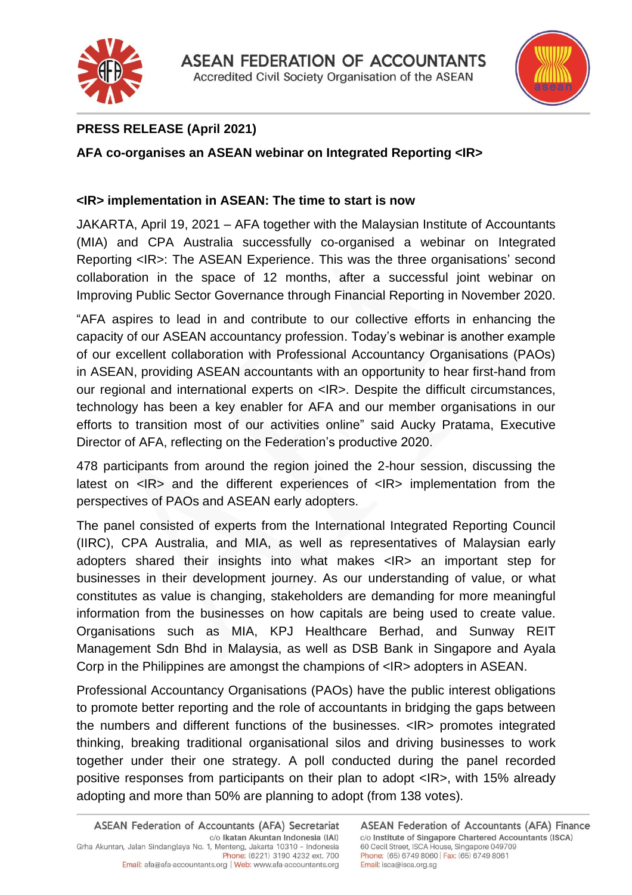**PRESS RELEASE (April 2021)**

**AFA co-organises an ASEAN webinar on Integrated Reporting <IR>**

**<IR> implementation in ASEAN: The time to start is now**

JAKARTA, April 19, 2021 – AFA together with the Malaysian Institute of Accountants (MIA) and CPA Australia successfully co-organised a webinar on Integrated Reporting <IR>: The ASEAN Experience. This was the three organisations' second collaboration in the space of 12 months, after a successful joint webinar on Improving Public Sector Governance through Financial Reporting in November 2020.

"AFA aspires to lead in and contribute to our collective efforts in enhancing the capacity of our ASEAN accountancy profession. Today's webinar is another example of our excellent collaboration with Professional Accountancy Organisations (PAOs) in ASEAN, providing ASEAN accountants with an opportunity to hear first-hand from our regional and international experts on <IR>. Despite the difficult circumstances, technology has been a key enabler for AFA and our member organisations in our efforts to transition most of our activities online" said Aucky Pratama, Executive Director of AFA, reflecting on the Federation's productive 2020.

478 participants from around the region joined the 2-hour session, discussing the latest on <IR> and the different experiences of <IR> implementation from the perspectives of PAOs and ASEAN early adopters.

The panel consisted of experts from the International Integrated Reporting Council (IIRC), CPA Australia, and MIA, as well as representatives of Malaysian early adopters shared their insights into what makes <IR> an important step for businesses in their development journey. As our understanding of value, or what constitutes as value is changing, stakeholders are demanding for more meaningful information from the businesses on how capitals are being used to create value. Organisations such as MIA, KPJ Healthcare Berhad, and Sunway REIT Management Sdn Bhd in Malaysia, as well as DSB Bank in Singapore and Ayala Corp in the Philippines are amongst the champions of <IR> adopters in ASEAN.

Professional Accountancy Organisations (PAOs) have the public interest obligations to promote better reporting and the role of accountants in bridging the gaps between the numbers and different functions of the businesses. <IR> promotes integrated thinking, breaking traditional organisational silos and driving businesses to work together under their one strategy. A poll conducted during the panel recorded positive responses from participants on their plan to adopt <IR>, with 15% already adopting and more than 50% are planning to adopt (from 138 votes).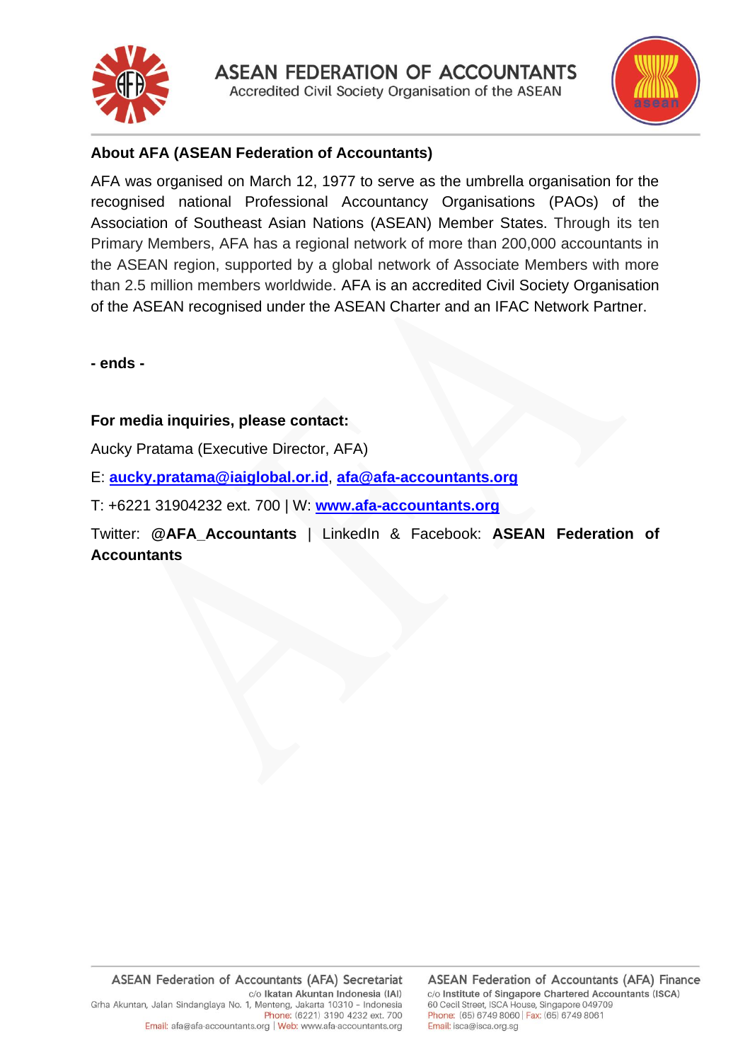## About AFA (ASEAN Federation of Accountants)

AFA was organised on March 12, 1977 to serve as the umbrella organisation for the recognised national Professional Accountancy Organisations (PAOs) of the Association of Southeast Asian Nations (ASEAN) Member States. Through its ten Primary Members, AFA has a regional network of more than 200,000 accountants in the ASEAN region, supported by a global network of Associate Members with more than 2.5 million members worldwide. AFA is an accredited Civil Society Organisation of the ASEAN recognised under the ASEAN Charter and an IFAC Network Partner.

**- ends -**

**For media inquiries, please contact:**

Aucky Pratama (Executive Director, AFA)

E: **aucky.pratama@iaiglobal.or.id**, **afa@afa-accountants.org**

T: +6221 31904232 ext. 700 | W: **www.afa-accountants.org**

Twitter: **@AFA_Accountants** | LinkedIn & Facebook: **ASEAN Federation of Accountants**